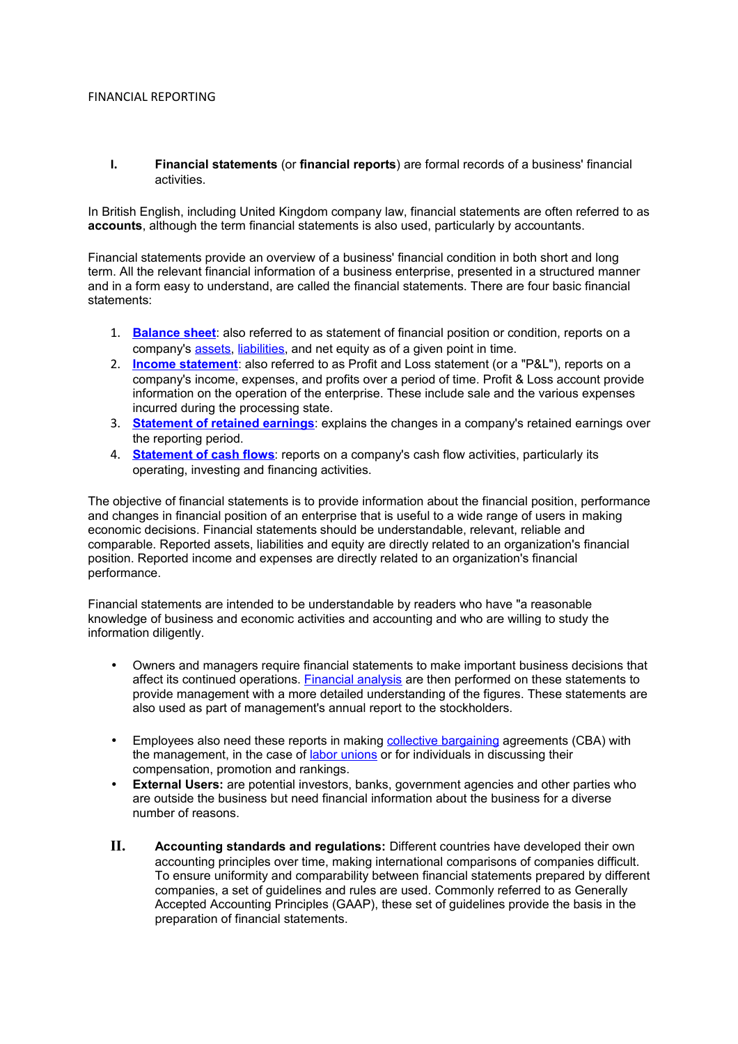# FINANCIAL REPORTING

**I.** **Financial statements** (or **financial reports**) are formal records of a business' financial activities.

In British English, including United Kingdom company law, financial statements are often referred to as **accounts**, although the term financial statements is also used, particularly by accountants.

Financial statements provide an overview of a business' financial condition in both short and long term. All the relevant financial information of a business enterprise, presented in a structured manner and in a form easy to understand, are called the financial statements. There are four basic financial statements:

1. **Balance sheet**: also referred to as statement of financial position or condition, reports on a company's assets, liabilities, and net equity as of a given point in time.
2. **Income statement**: also referred to as Profit and Loss statement (or a "P&L"), reports on a company's income, expenses, and profits over a period of time. Profit & Loss account provide information on the operation of the enterprise. These include sale and the various expenses incurred during the processing state.
3. **Statement of retained earnings**: explains the changes in a company's retained earnings over the reporting period.
4. **Statement of cash flows**: reports on a company's cash flow activities, particularly its operating, investing and financing activities.

The objective of financial statements is to provide information about the financial position, performance and changes in financial position of an enterprise that is useful to a wide range of users in making economic decisions. Financial statements should be understandable, relevant, reliable and comparable. Reported assets, liabilities and equity are directly related to an organization's financial position. Reported income and expenses are directly related to an organization's financial performance.

Financial statements are intended to be understandable by readers who have "a reasonable knowledge of business and economic activities and accounting and who are willing to study the information diligently.

- Owners and managers require financial statements to make important business decisions that affect its continued operations. Financial analysis are then performed on these statements to provide management with a more detailed understanding of the figures. These statements are also used as part of management's annual report to the stockholders.

- Employees also need these reports in making collective bargaining agreements (CBA) with the management, in the case of labor unions or for individuals in discussing their compensation, promotion and rankings.
- **External Users:** are potential investors, banks, government agencies and other parties who are outside the business but need financial information about the business for a diverse number of reasons.

**II.** **Accounting standards and regulations:** Different countries have developed their own accounting principles over time, making international comparisons of companies difficult. To ensure uniformity and comparability between financial statements prepared by different companies, a set of guidelines and rules are used. Commonly referred to as Generally Accepted Accounting Principles (GAAP), these set of guidelines provide the basis in the preparation of financial statements.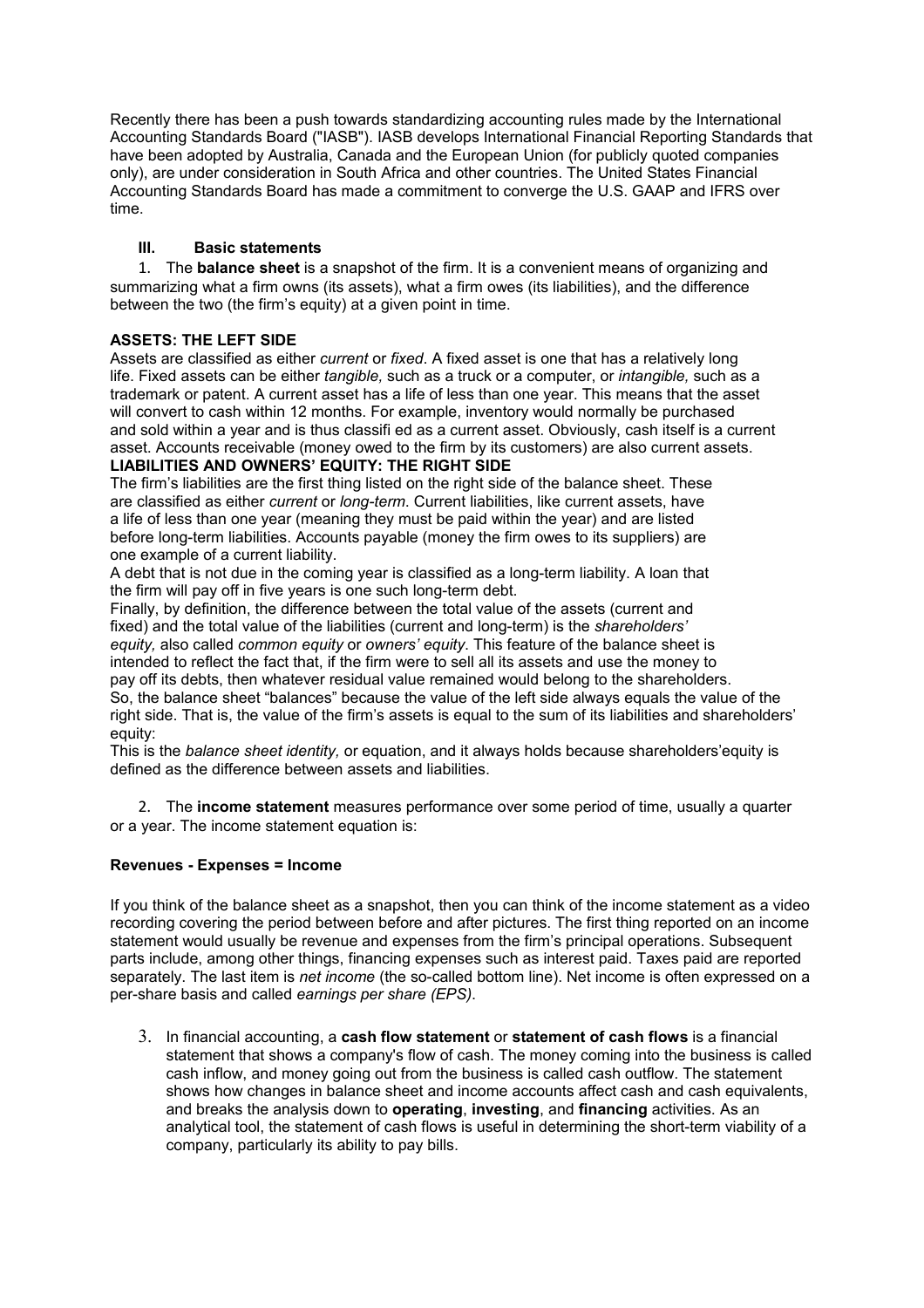Recently there has been a push towards standardizing accounting rules made by the International Accounting Standards Board ("IASB"). IASB develops International Financial Reporting Standards that have been adopted by Australia, Canada and the European Union (for publicly quoted companies only), are under consideration in South Africa and other countries. The United States Financial Accounting Standards Board has made a commitment to converge the U.S. GAAP and IFRS over time.

### III. Basic statements

1. The **balance sheet** is a snapshot of the firm. It is a convenient means of organizing and summarizing what a firm owns (its assets), what a firm owes (its liabilities), and the difference between the two (the firm's equity) at a given point in time.

**ASSETS: THE LEFT SIDE**

Assets are classified as either *current* or *fixed*. A fixed asset is one that has a relatively long life. Fixed assets can be either *tangible,* such as a truck or a computer, or *intangible,* such as a trademark or patent. A current asset has a life of less than one year. This means that the asset will convert to cash within 12 months. For example, inventory would normally be purchased and sold within a year and is thus classifi ed as a current asset. Obviously, cash itself is a current asset. Accounts receivable (money owed to the firm by its customers) are also current assets.

**LIABILITIES AND OWNERS' EQUITY: THE RIGHT SIDE**

The firm's liabilities are the first thing listed on the right side of the balance sheet. These are classified as either *current* or *long-term*. Current liabilities, like current assets, have a life of less than one year (meaning they must be paid within the year) and are listed before long-term liabilities. Accounts payable (money the firm owes to its suppliers) are one example of a current liability.

A debt that is not due in the coming year is classified as a long-term liability. A loan that the firm will pay off in five years is one such long-term debt.

Finally, by definition, the difference between the total value of the assets (current and fixed) and the total value of the liabilities (current and long-term) is the *shareholders' equity,* also called *common equity* or *owners' equity*. This feature of the balance sheet is intended to reflect the fact that, if the firm were to sell all its assets and use the money to pay off its debts, then whatever residual value remained would belong to the shareholders.

So, the balance sheet "balances" because the value of the left side always equals the value of the right side. That is, the value of the firm's assets is equal to the sum of its liabilities and shareholders' equity:

This is the *balance sheet identity,* or equation, and it always holds because shareholders'equity is defined as the difference between assets and liabilities.

2. The **income statement** measures performance over some period of time, usually a quarter or a year. The income statement equation is:

**Revenues - Expenses = Income**

If you think of the balance sheet as a snapshot, then you can think of the income statement as a video recording covering the period between before and after pictures. The first thing reported on an income statement would usually be revenue and expenses from the firm's principal operations. Subsequent parts include, among other things, financing expenses such as interest paid. Taxes paid are reported separately. The last item is *net income* (the so-called bottom line). Net income is often expressed on a per-share basis and called *earnings per share (EPS).*

3. In financial accounting, a **cash flow statement** or **statement of cash flows** is a financial statement that shows a company's flow of cash. The money coming into the business is called cash inflow, and money going out from the business is called cash outflow. The statement shows how changes in balance sheet and income accounts affect cash and cash equivalents, and breaks the analysis down to **operating**, **investing**, and **financing** activities. As an analytical tool, the statement of cash flows is useful in determining the short-term viability of a company, particularly its ability to pay bills.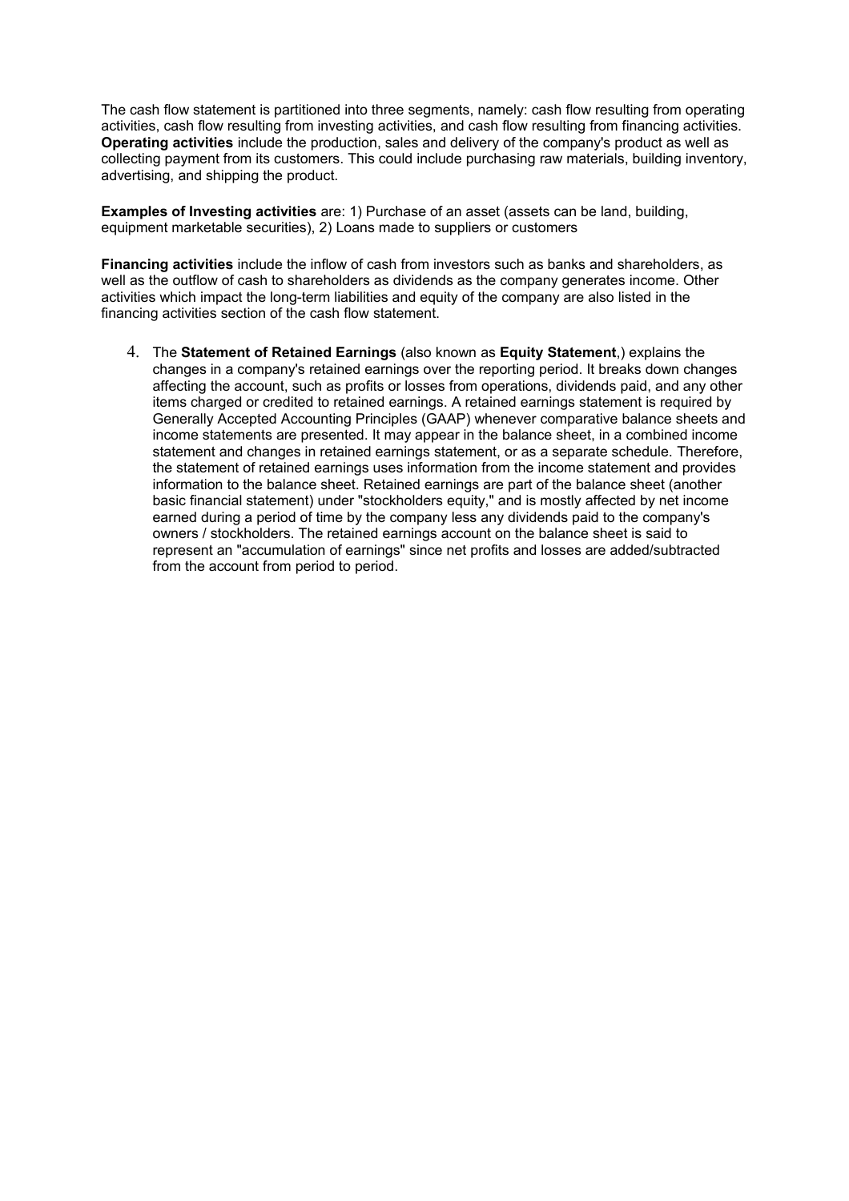The cash flow statement is partitioned into three segments, namely: cash flow resulting from operating activities, cash flow resulting from investing activities, and cash flow resulting from financing activities. **Operating activities** include the production, sales and delivery of the company's product as well as collecting payment from its customers. This could include purchasing raw materials, building inventory, advertising, and shipping the product.

**Examples of Investing activities** are: 1) Purchase of an asset (assets can be land, building, equipment marketable securities), 2) Loans made to suppliers or customers

**Financing activities** include the inflow of cash from investors such as banks and shareholders, as well as the outflow of cash to shareholders as dividends as the company generates income. Other activities which impact the long-term liabilities and equity of the company are also listed in the financing activities section of the cash flow statement.

4. The **Statement of Retained Earnings** (also known as **Equity Statement**,) explains the changes in a company's retained earnings over the reporting period. It breaks down changes affecting the account, such as profits or losses from operations, dividends paid, and any other items charged or credited to retained earnings. A retained earnings statement is required by Generally Accepted Accounting Principles (GAAP) whenever comparative balance sheets and income statements are presented. It may appear in the balance sheet, in a combined income statement and changes in retained earnings statement, or as a separate schedule. Therefore, the statement of retained earnings uses information from the income statement and provides information to the balance sheet. Retained earnings are part of the balance sheet (another basic financial statement) under "stockholders equity," and is mostly affected by net income earned during a period of time by the company less any dividends paid to the company's owners / stockholders. The retained earnings account on the balance sheet is said to represent an "accumulation of earnings" since net profits and losses are added/subtracted from the account from period to period.